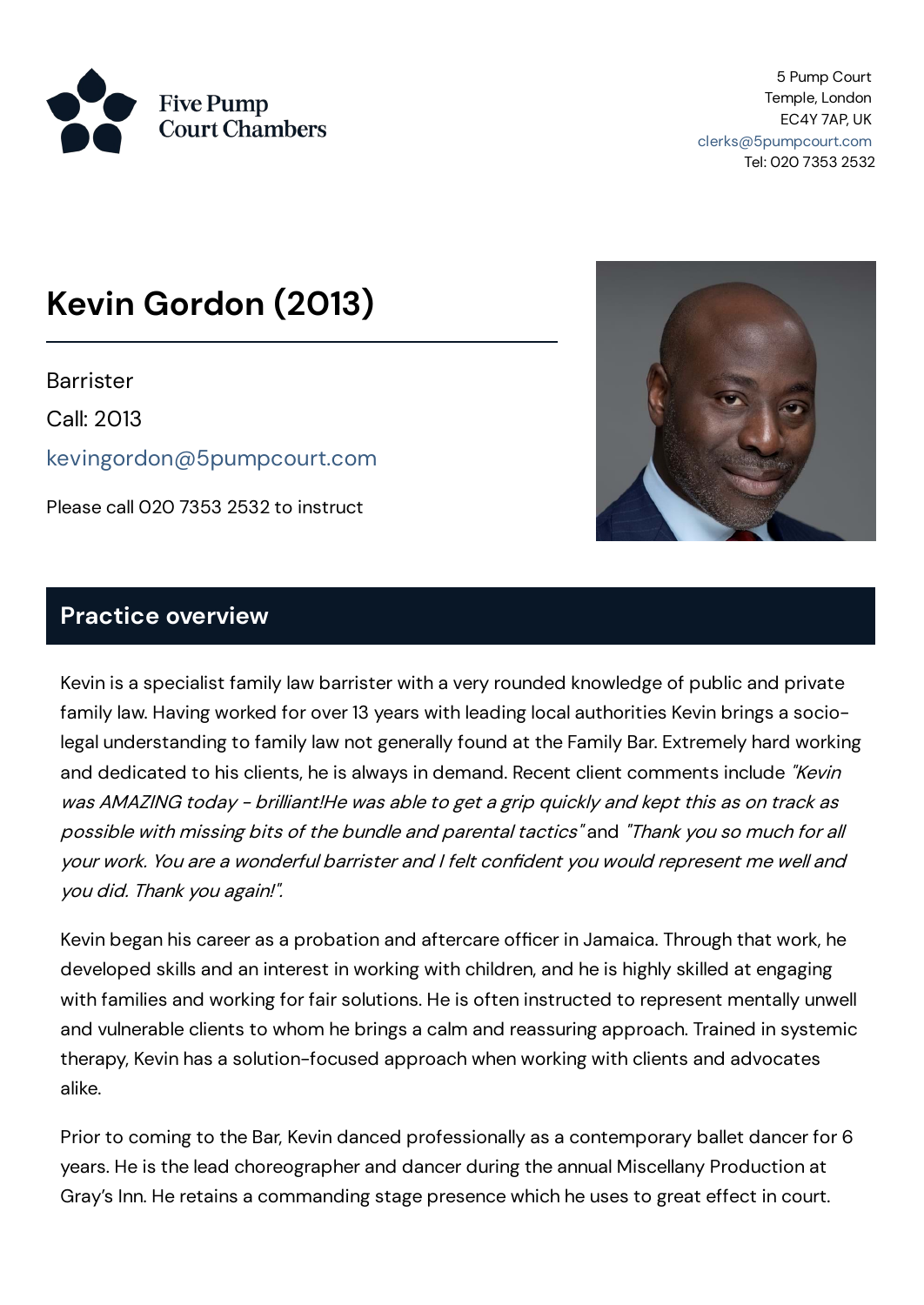Five Pump Court Chambers

5 Pump Court
Temple, London
EC4Y 7AP, UK
clerks@5pumpcourt.com
Tel: 020 7353 2532

# Kevin Gordon (2013)

Barrister

Call: 2013

kevingordon@5pumpcourt.com

Please call 020 7353 2532 to instruct

## Practice overview

Kevin is a specialist family law barrister with a very rounded knowledge of public and private family law. Having worked for over 13 years with leading local authorities Kevin brings a socio-legal understanding to family law not generally found at the Family Bar. Extremely hard working and dedicated to his clients, he is always in demand. Recent client comments include *"Kevin was AMAZING today - brilliant!He was able to get a grip quickly and kept this as on track as possible with missing bits of the bundle and parental tactics"* and *"Thank you so much for all your work. You are a wonderful barrister and I felt confident you would represent me well and you did. Thank you again!".*

Kevin began his career as a probation and aftercare officer in Jamaica. Through that work, he developed skills and an interest in working with children, and he is highly skilled at engaging with families and working for fair solutions. He is often instructed to represent mentally unwell and vulnerable clients to whom he brings a calm and reassuring approach. Trained in systemic therapy, Kevin has a solution-focused approach when working with clients and advocates alike.

Prior to coming to the Bar, Kevin danced professionally as a contemporary ballet dancer for 6 years. He is the lead choreographer and dancer during the annual Miscellany Production at Gray's Inn. He retains a commanding stage presence which he uses to great effect in court.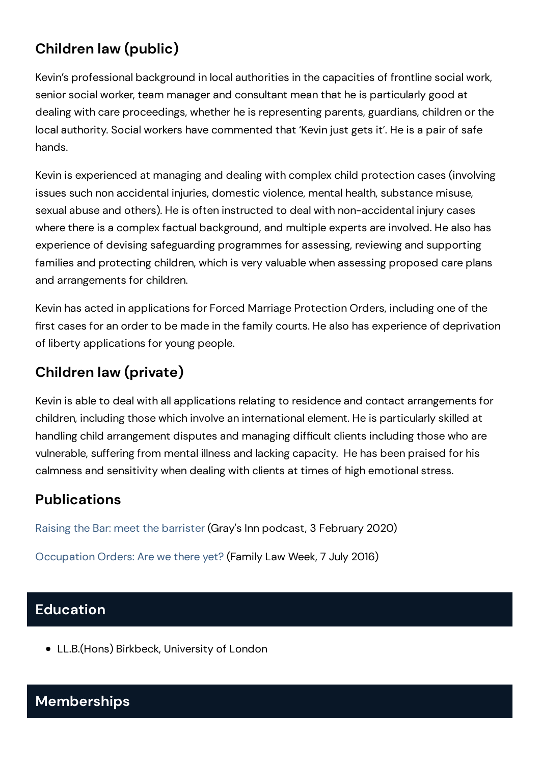## Children law (public)

Kevin's professional background in local authorities in the capacities of frontline social work, senior social worker, team manager and consultant mean that he is particularly good at dealing with care proceedings, whether he is representing parents, guardians, children or the local authority. Social workers have commented that 'Kevin just gets it'. He is a pair of safe hands.

Kevin is experienced at managing and dealing with complex child protection cases (involving issues such non accidental injuries, domestic violence, mental health, substance misuse, sexual abuse and others). He is often instructed to deal with non-accidental injury cases where there is a complex factual background, and multiple experts are involved. He also has experience of devising safeguarding programmes for assessing, reviewing and supporting families and protecting children, which is very valuable when assessing proposed care plans and arrangements for children.

Kevin has acted in applications for Forced Marriage Protection Orders, including one of the first cases for an order to be made in the family courts. He also has experience of deprivation of liberty applications for young people.

## Children law (private)

Kevin is able to deal with all applications relating to residence and contact arrangements for children, including those which involve an international element. He is particularly skilled at handling child arrangement disputes and managing difficult clients including those who are vulnerable, suffering from mental illness and lacking capacity. He has been praised for his calmness and sensitivity when dealing with clients at times of high emotional stress.

## Publications

Raising the Bar: meet the barrister (Gray's Inn podcast, 3 February 2020)

Occupation Orders: Are we there yet? (Family Law Week, 7 July 2016)

## Education

- LL.B.(Hons) Birkbeck, University of London

## Memberships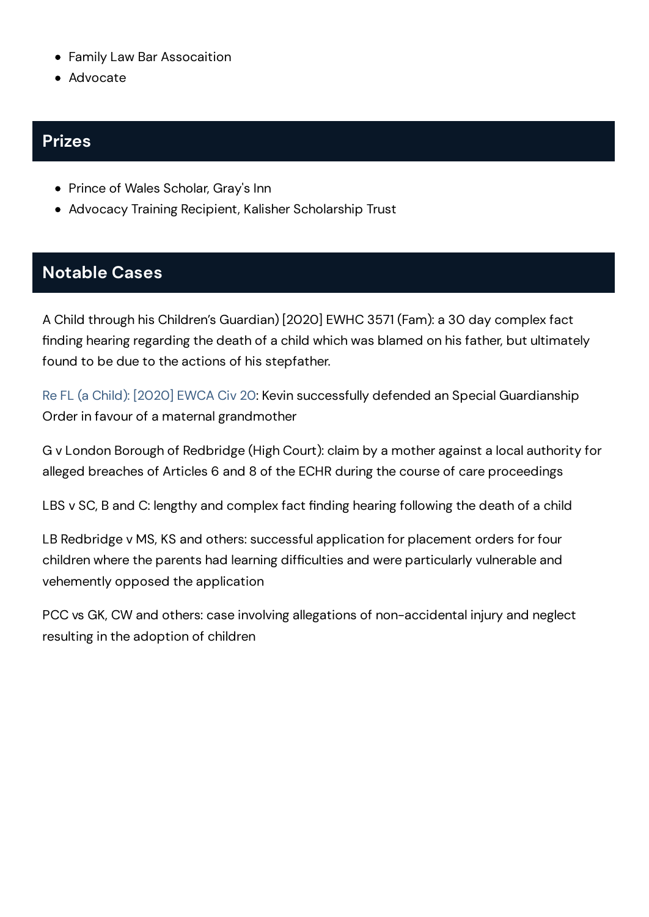- Family Law Bar Assocaition
- Advocate

## Prizes

- Prince of Wales Scholar, Gray's Inn
- Advocacy Training Recipient, Kalisher Scholarship Trust

## Notable Cases

A Child through his Children's Guardian) [2020] EWHC 3571 (Fam): a 30 day complex fact finding hearing regarding the death of a child which was blamed on his father, but ultimately found to be due to the actions of his stepfather.

Re FL (a Child): [2020] EWCA Civ 20: Kevin successfully defended an Special Guardianship Order in favour of a maternal grandmother

G v London Borough of Redbridge (High Court): claim by a mother against a local authority for alleged breaches of Articles 6 and 8 of the ECHR during the course of care proceedings

LBS v SC, B and C: lengthy and complex fact finding hearing following the death of a child

LB Redbridge v MS, KS and others: successful application for placement orders for four children where the parents had learning difficulties and were particularly vulnerable and vehemently opposed the application

PCC vs GK, CW and others: case involving allegations of non-accidental injury and neglect resulting in the adoption of children